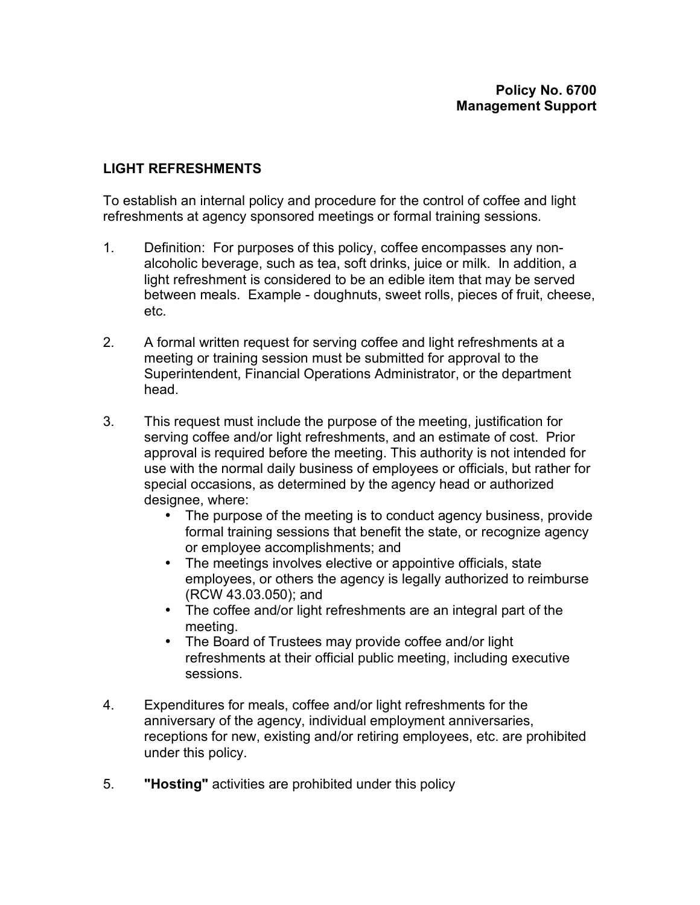**Policy No. 6700**
**Management Support**

## LIGHT REFRESHMENTS

To establish an internal policy and procedure for the control of coffee and light refreshments at agency sponsored meetings or formal training sessions.

1. Definition: For purposes of this policy, coffee encompasses any non-alcoholic beverage, such as tea, soft drinks, juice or milk. In addition, a light refreshment is considered to be an edible item that may be served between meals. Example - doughnuts, sweet rolls, pieces of fruit, cheese, etc.

2. A formal written request for serving coffee and light refreshments at a meeting or training session must be submitted for approval to the Superintendent, Financial Operations Administrator, or the department head.

3. This request must include the purpose of the meeting, justification for serving coffee and/or light refreshments, and an estimate of cost. Prior approval is required before the meeting. This authority is not intended for use with the normal daily business of employees or officials, but rather for special occasions, as determined by the agency head or authorized designee, where:
   - The purpose of the meeting is to conduct agency business, provide formal training sessions that benefit the state, or recognize agency or employee accomplishments; and
   - The meetings involves elective or appointive officials, state employees, or others the agency is legally authorized to reimburse (RCW 43.03.050); and
   - The coffee and/or light refreshments are an integral part of the meeting.
   - The Board of Trustees may provide coffee and/or light refreshments at their official public meeting, including executive sessions.

4. Expenditures for meals, coffee and/or light refreshments for the anniversary of the agency, individual employment anniversaries, receptions for new, existing and/or retiring employees, etc. are prohibited under this policy.

5. **"Hosting"** activities are prohibited under this policy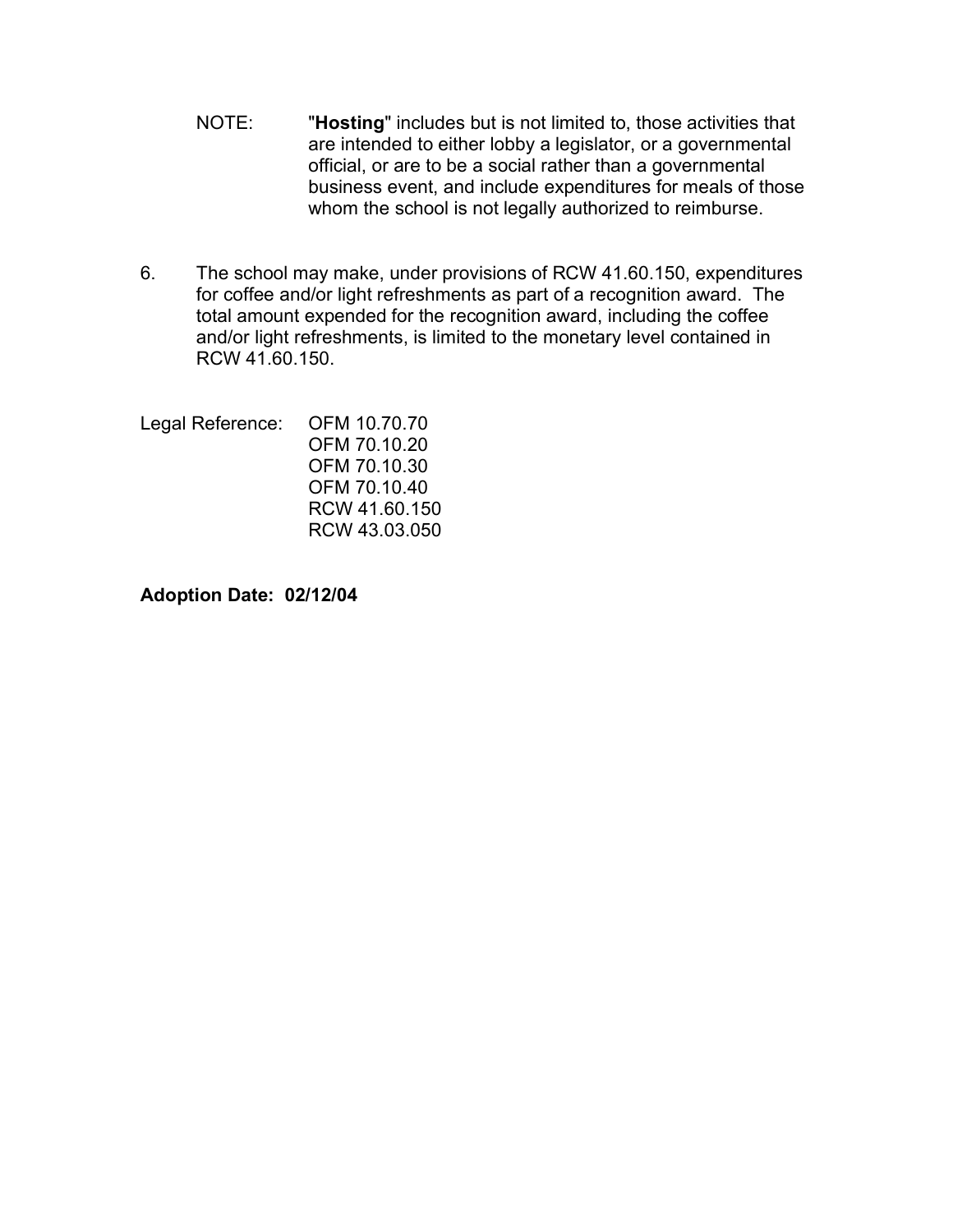NOTE: "**Hosting**" includes but is not limited to, those activities that are intended to either lobby a legislator, or a governmental official, or are to be a social rather than a governmental business event, and include expenditures for meals of those whom the school is not legally authorized to reimburse.

6. The school may make, under provisions of RCW 41.60.150, expenditures for coffee and/or light refreshments as part of a recognition award. The total amount expended for the recognition award, including the coffee and/or light refreshments, is limited to the monetary level contained in RCW 41.60.150.

Legal Reference: OFM 10.70.70
OFM 70.10.20
OFM 70.10.30
OFM 70.10.40
RCW 41.60.150
RCW 43.03.050

**Adoption Date: 02/12/04**